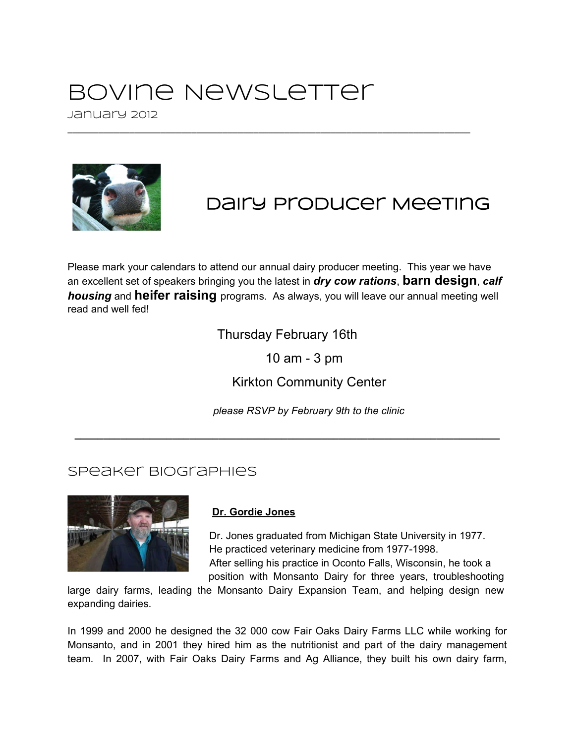# Bovine Newsletter

January 2012

---

## Dairy Producer Meeting

Please mark your calendars to attend our annual dairy producer meeting. This year we have an excellent set of speakers bringing you the latest in ***dry cow rations***, **barn design**, ***calf housing*** and **heifer raising** programs. As always, you will leave our annual meeting well read and well fed!

Thursday February 16th

10 am - 3 pm

Kirkton Community Center

*please RSVP by February 9th to the clinic*

---

## Speaker Biographies

**Dr. Gordie Jones**

Dr. Jones graduated from Michigan State University in 1977. He practiced veterinary medicine from 1977-1998. After selling his practice in Oconto Falls, Wisconsin, he took a position with Monsanto Dairy for three years, troubleshooting large dairy farms, leading the Monsanto Dairy Expansion Team, and helping design new expanding dairies.

In 1999 and 2000 he designed the 32 000 cow Fair Oaks Dairy Farms LLC while working for Monsanto, and in 2001 they hired him as the nutritionist and part of the dairy management team. In 2007, with Fair Oaks Dairy Farms and Ag Alliance, they built his own dairy farm,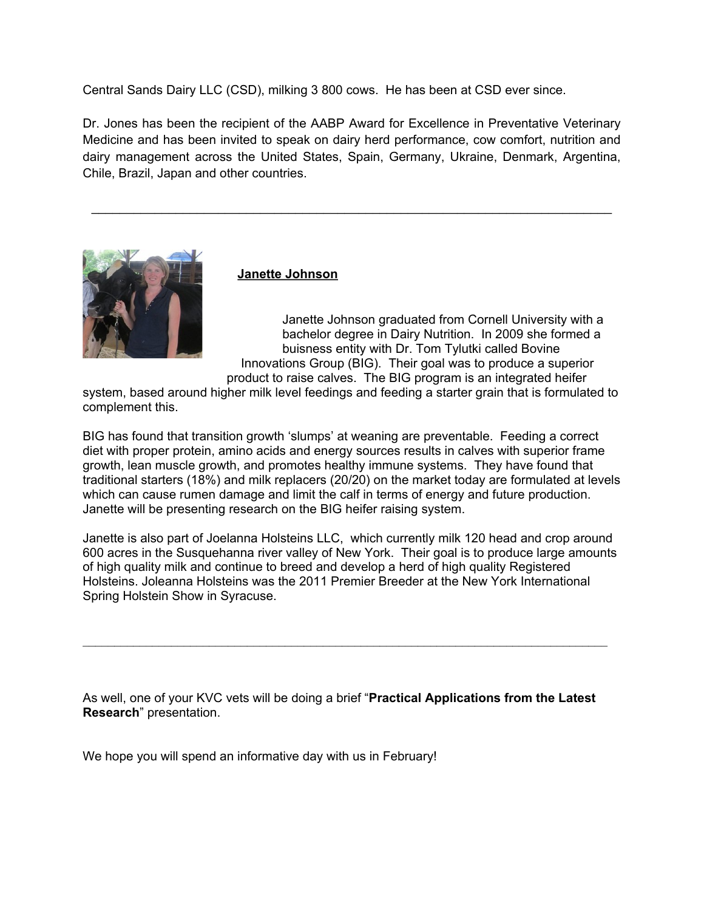Central Sands Dairy LLC (CSD), milking 3 800 cows. He has been at CSD ever since.

Dr. Jones has been the recipient of the AABP Award for Excellence in Preventative Veterinary Medicine and has been invited to speak on dairy herd performance, cow comfort, nutrition and dairy management across the United States, Spain, Germany, Ukraine, Denmark, Argentina, Chile, Brazil, Japan and other countries.

---

**Janette Johnson**

Janette Johnson graduated from Cornell University with a bachelor degree in Dairy Nutrition. In 2009 she formed a buisness entity with Dr. Tom Tylutki called Bovine Innovations Group (BIG). Their goal was to produce a superior product to raise calves. The BIG program is an integrated heifer system, based around higher milk level feedings and feeding a starter grain that is formulated to complement this.

BIG has found that transition growth 'slumps' at weaning are preventable. Feeding a correct diet with proper protein, amino acids and energy sources results in calves with superior frame growth, lean muscle growth, and promotes healthy immune systems. They have found that traditional starters (18%) and milk replacers (20/20) on the market today are formulated at levels which can cause rumen damage and limit the calf in terms of energy and future production. Janette will be presenting research on the BIG heifer raising system.

Janette is also part of Joelanna Holsteins LLC, which currently milk 120 head and crop around 600 acres in the Susquehanna river valley of New York. Their goal is to produce large amounts of high quality milk and continue to breed and develop a herd of high quality Registered Holsteins. Joleanna Holsteins was the 2011 Premier Breeder at the New York International Spring Holstein Show in Syracuse.

---

As well, one of your KVC vets will be doing a brief "**Practical Applications from the Latest Research**" presentation.

We hope you will spend an informative day with us in February!